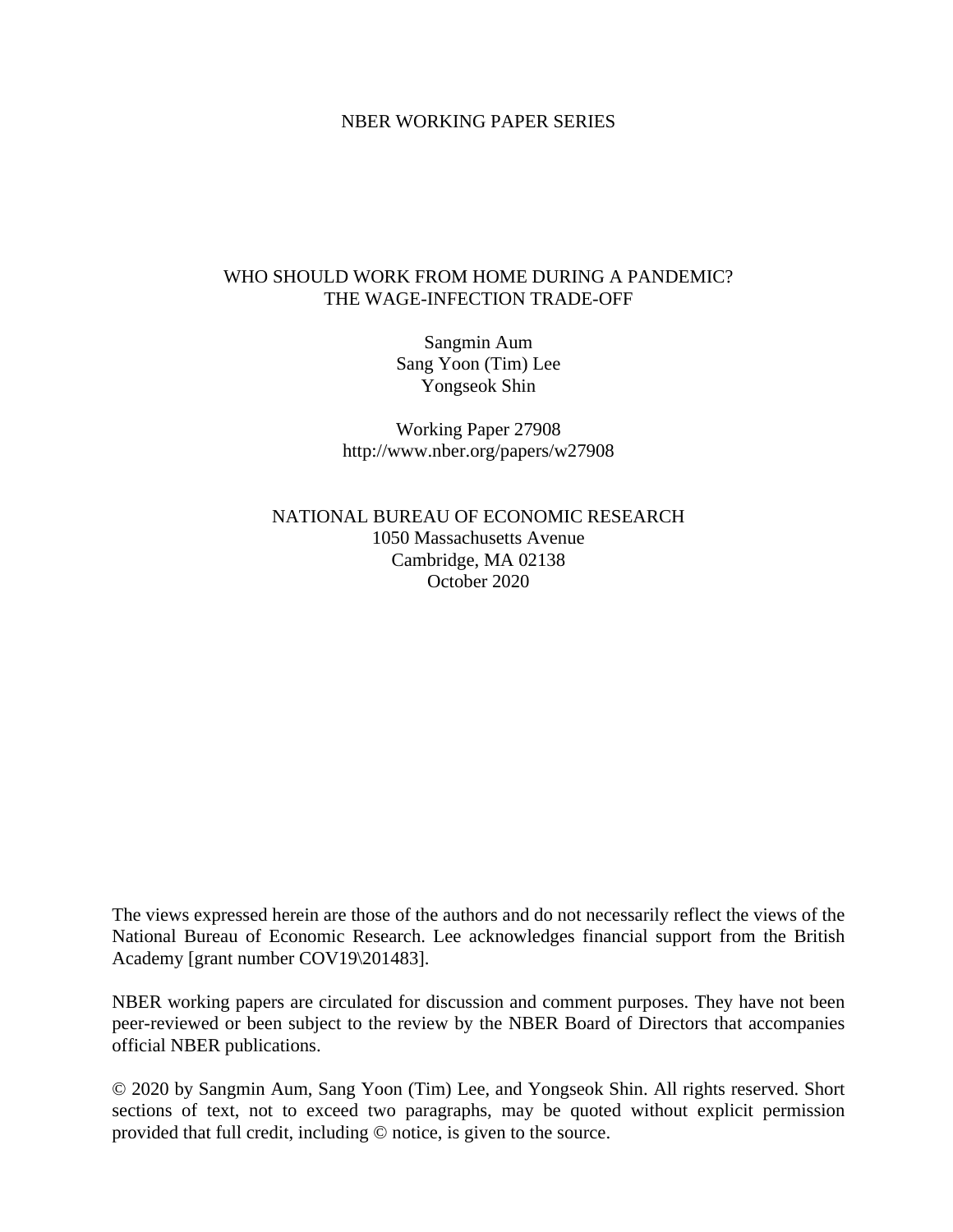NBER WORKING PAPER SERIES

# WHO SHOULD WORK FROM HOME DURING A PANDEMIC? THE WAGE-INFECTION TRADE-OFF

Sangmin Aum
Sang Yoon (Tim) Lee
Yongseok Shin

Working Paper 27908
http://www.nber.org/papers/w27908

NATIONAL BUREAU OF ECONOMIC RESEARCH
1050 Massachusetts Avenue
Cambridge, MA 02138
October 2020

The views expressed herein are those of the authors and do not necessarily reflect the views of the National Bureau of Economic Research. Lee acknowledges financial support from the British Academy [grant number COV19\201483].

NBER working papers are circulated for discussion and comment purposes. They have not been peer-reviewed or been subject to the review by the NBER Board of Directors that accompanies official NBER publications.

© 2020 by Sangmin Aum, Sang Yoon (Tim) Lee, and Yongseok Shin. All rights reserved. Short sections of text, not to exceed two paragraphs, may be quoted without explicit permission provided that full credit, including © notice, is given to the source.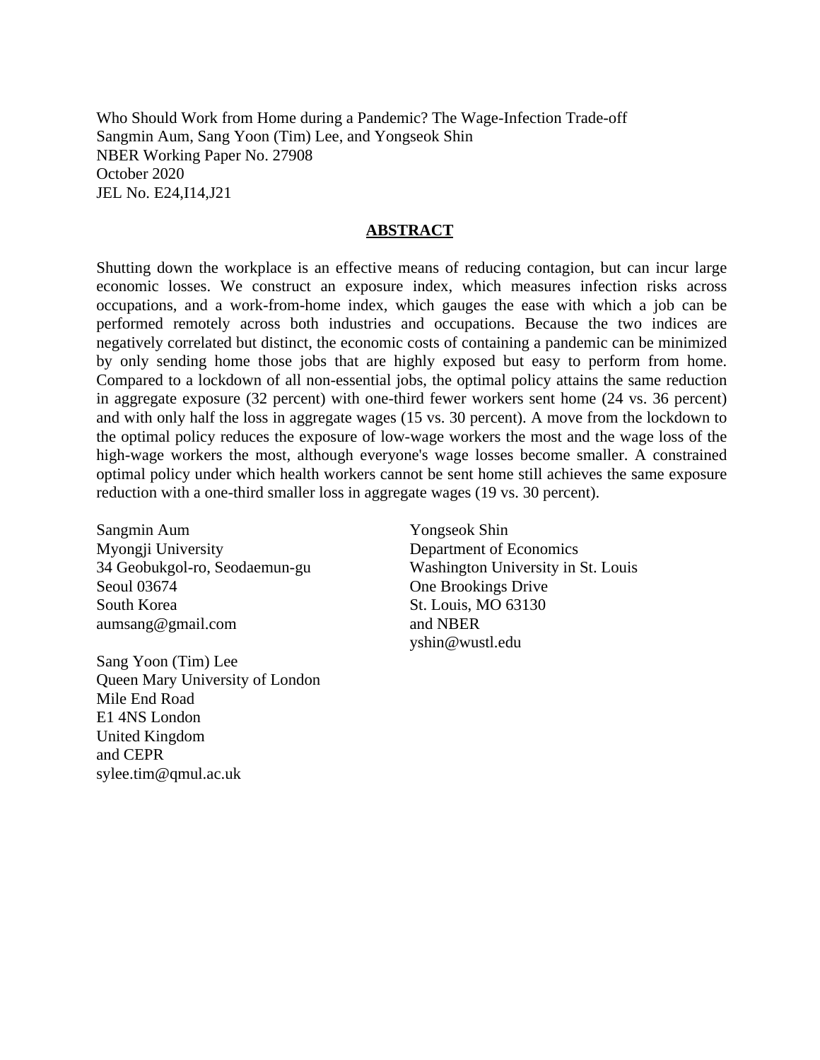Who Should Work from Home during a Pandemic? The Wage-Infection Trade-off
Sangmin Aum, Sang Yoon (Tim) Lee, and Yongseok Shin
NBER Working Paper No. 27908
October 2020
JEL No. E24,I14,J21

## ABSTRACT

Shutting down the workplace is an effective means of reducing contagion, but can incur large economic losses. We construct an exposure index, which measures infection risks across occupations, and a work-from-home index, which gauges the ease with which a job can be performed remotely across both industries and occupations. Because the two indices are negatively correlated but distinct, the economic costs of containing a pandemic can be minimized by only sending home those jobs that are highly exposed but easy to perform from home. Compared to a lockdown of all non-essential jobs, the optimal policy attains the same reduction in aggregate exposure (32 percent) with one-third fewer workers sent home (24 vs. 36 percent) and with only half the loss in aggregate wages (15 vs. 30 percent). A move from the lockdown to the optimal policy reduces the exposure of low-wage workers the most and the wage loss of the high-wage workers the most, although everyone's wage losses become smaller. A constrained optimal policy under which health workers cannot be sent home still achieves the same exposure reduction with a one-third smaller loss in aggregate wages (19 vs. 30 percent).

Sangmin Aum
Myongji University
34 Geobukgol-ro, Seodaemun-gu
Seoul 03674
South Korea
aumsang@gmail.com

Sang Yoon (Tim) Lee
Queen Mary University of London
Mile End Road
E1 4NS London
United Kingdom
and CEPR
sylee.tim@qmul.ac.uk

Yongseok Shin
Department of Economics
Washington University in St. Louis
One Brookings Drive
St. Louis, MO 63130
and NBER
yshin@wustl.edu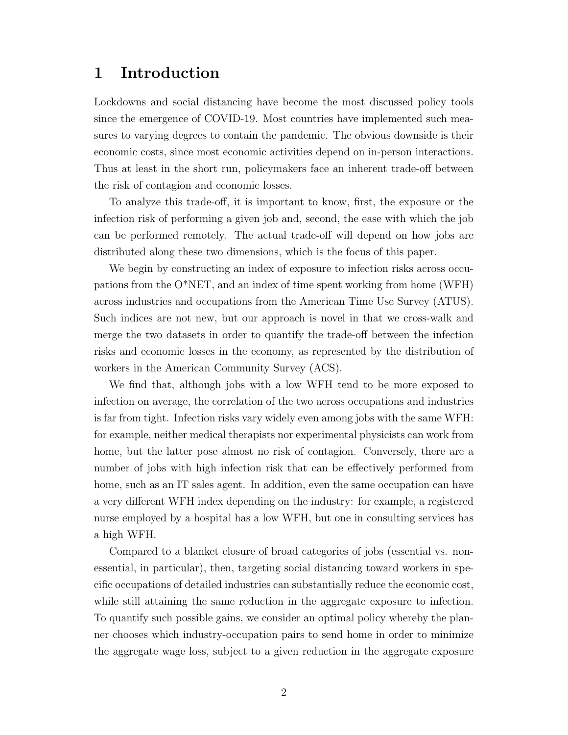# 1 Introduction

Lockdowns and social distancing have become the most discussed policy tools since the emergence of COVID-19. Most countries have implemented such measures to varying degrees to contain the pandemic. The obvious downside is their economic costs, since most economic activities depend on in-person interactions. Thus at least in the short run, policymakers face an inherent trade-off between the risk of contagion and economic losses.

To analyze this trade-off, it is important to know, first, the exposure or the infection risk of performing a given job and, second, the ease with which the job can be performed remotely. The actual trade-off will depend on how jobs are distributed along these two dimensions, which is the focus of this paper.

We begin by constructing an index of exposure to infection risks across occupations from the O*NET, and an index of time spent working from home (WFH) across industries and occupations from the American Time Use Survey (ATUS). Such indices are not new, but our approach is novel in that we cross-walk and merge the two datasets in order to quantify the trade-off between the infection risks and economic losses in the economy, as represented by the distribution of workers in the American Community Survey (ACS).

We find that, although jobs with a low WFH tend to be more exposed to infection on average, the correlation of the two across occupations and industries is far from tight. Infection risks vary widely even among jobs with the same WFH: for example, neither medical therapists nor experimental physicists can work from home, but the latter pose almost no risk of contagion. Conversely, there are a number of jobs with high infection risk that can be effectively performed from home, such as an IT sales agent. In addition, even the same occupation can have a very different WFH index depending on the industry: for example, a registered nurse employed by a hospital has a low WFH, but one in consulting services has a high WFH.

Compared to a blanket closure of broad categories of jobs (essential vs. non-essential, in particular), then, targeting social distancing toward workers in specific occupations of detailed industries can substantially reduce the economic cost, while still attaining the same reduction in the aggregate exposure to infection. To quantify such possible gains, we consider an optimal policy whereby the planner chooses which industry-occupation pairs to send home in order to minimize the aggregate wage loss, subject to a given reduction in the aggregate exposure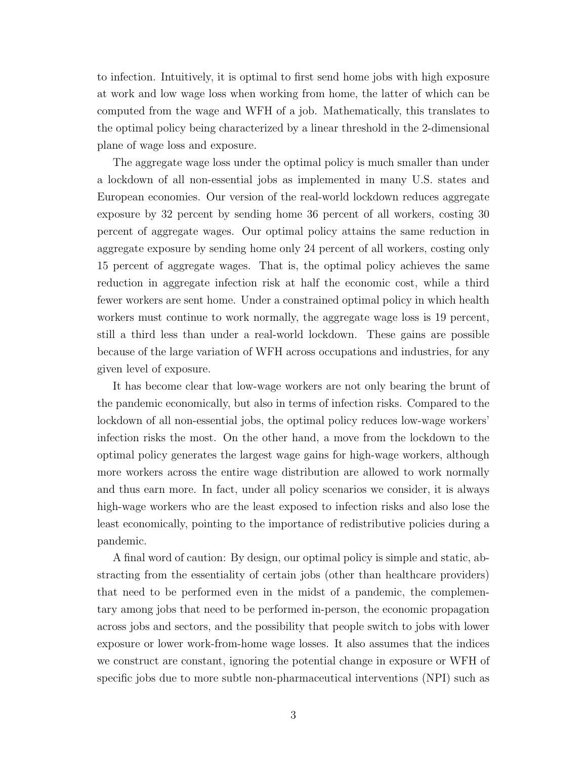to infection. Intuitively, it is optimal to first send home jobs with high exposure at work and low wage loss when working from home, the latter of which can be computed from the wage and WFH of a job. Mathematically, this translates to the optimal policy being characterized by a linear threshold in the 2-dimensional plane of wage loss and exposure.

The aggregate wage loss under the optimal policy is much smaller than under a lockdown of all non-essential jobs as implemented in many U.S. states and European economies. Our version of the real-world lockdown reduces aggregate exposure by 32 percent by sending home 36 percent of all workers, costing 30 percent of aggregate wages. Our optimal policy attains the same reduction in aggregate exposure by sending home only 24 percent of all workers, costing only 15 percent of aggregate wages. That is, the optimal policy achieves the same reduction in aggregate infection risk at half the economic cost, while a third fewer workers are sent home. Under a constrained optimal policy in which health workers must continue to work normally, the aggregate wage loss is 19 percent, still a third less than under a real-world lockdown. These gains are possible because of the large variation of WFH across occupations and industries, for any given level of exposure.

It has become clear that low-wage workers are not only bearing the brunt of the pandemic economically, but also in terms of infection risks. Compared to the lockdown of all non-essential jobs, the optimal policy reduces low-wage workers' infection risks the most. On the other hand, a move from the lockdown to the optimal policy generates the largest wage gains for high-wage workers, although more workers across the entire wage distribution are allowed to work normally and thus earn more. In fact, under all policy scenarios we consider, it is always high-wage workers who are the least exposed to infection risks and also lose the least economically, pointing to the importance of redistributive policies during a pandemic.

A final word of caution: By design, our optimal policy is simple and static, abstracting from the essentiality of certain jobs (other than healthcare providers) that need to be performed even in the midst of a pandemic, the complementary among jobs that need to be performed in-person, the economic propagation across jobs and sectors, and the possibility that people switch to jobs with lower exposure or lower work-from-home wage losses. It also assumes that the indices we construct are constant, ignoring the potential change in exposure or WFH of specific jobs due to more subtle non-pharmaceutical interventions (NPI) such as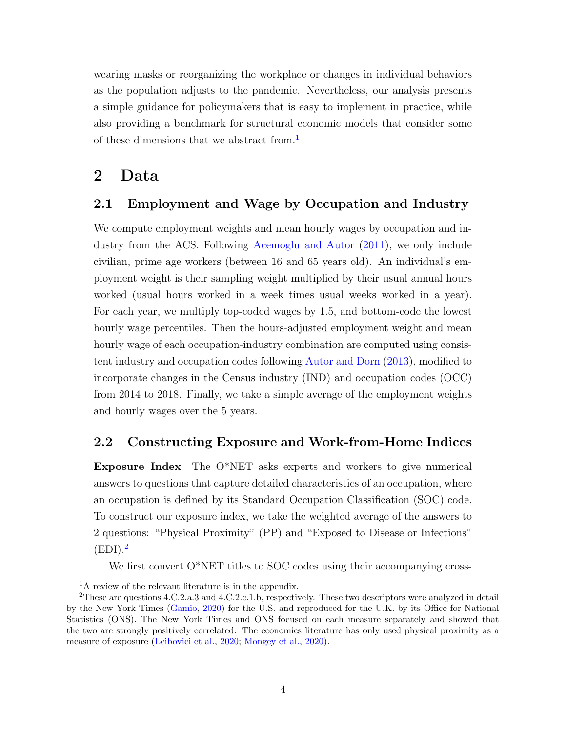wearing masks or reorganizing the workplace or changes in individual behaviors as the population adjusts to the pandemic. Nevertheless, our analysis presents a simple guidance for policymakers that is easy to implement in practice, while also providing a benchmark for structural economic models that consider some of these dimensions that we abstract from.[1]

# 2 Data

## 2.1 Employment and Wage by Occupation and Industry

We compute employment weights and mean hourly wages by occupation and industry from the ACS. Following Acemoglu and Autor (2011), we only include civilian, prime age workers (between 16 and 65 years old). An individual's employment weight is their sampling weight multiplied by their usual annual hours worked (usual hours worked in a week times usual weeks worked in a year). For each year, we multiply top-coded wages by 1.5, and bottom-code the lowest hourly wage percentiles. Then the hours-adjusted employment weight and mean hourly wage of each occupation-industry combination are computed using consistent industry and occupation codes following Autor and Dorn (2013), modified to incorporate changes in the Census industry (IND) and occupation codes (OCC) from 2014 to 2018. Finally, we take a simple average of the employment weights and hourly wages over the 5 years.

## 2.2 Constructing Exposure and Work-from-Home Indices

**Exposure Index** The O*NET asks experts and workers to give numerical answers to questions that capture detailed characteristics of an occupation, where an occupation is defined by its Standard Occupation Classification (SOC) code. To construct our exposure index, we take the weighted average of the answers to 2 questions: "Physical Proximity" (PP) and "Exposed to Disease or Infections" (EDI).[2]

We first convert O*NET titles to SOC codes using their accompanying cross-

[1] A review of the relevant literature is in the appendix.

[2] These are questions 4.C.2.a.3 and 4.C.2.c.1.b, respectively. These two descriptors were analyzed in detail by the New York Times (Gamio, 2020) for the U.S. and reproduced for the U.K. by its Office for National Statistics (ONS). The New York Times and ONS focused on each measure separately and showed that the two are strongly positively correlated. The economics literature has only used physical proximity as a measure of exposure (Leibovici et al., 2020; Mongey et al., 2020).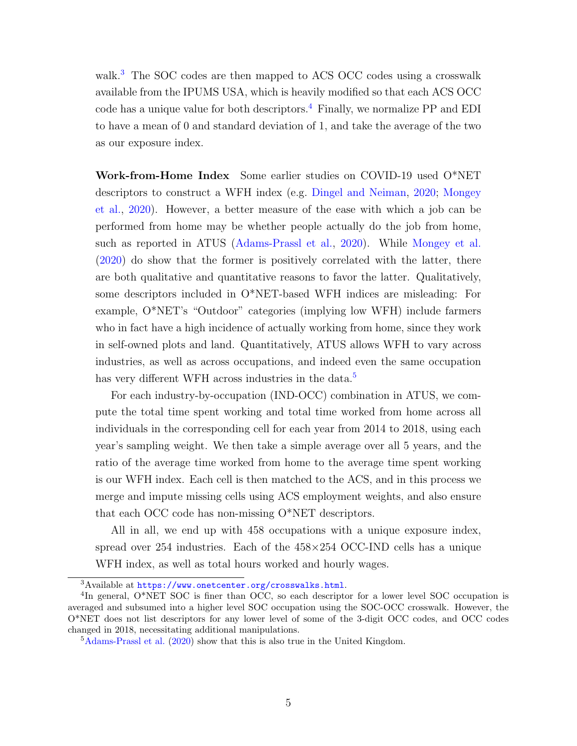walk.[3] The SOC codes are then mapped to ACS OCC codes using a crosswalk available from the IPUMS USA, which is heavily modified so that each ACS OCC code has a unique value for both descriptors.[4] Finally, we normalize PP and EDI to have a mean of 0 and standard deviation of 1, and take the average of the two as our exposure index.

**Work-from-Home Index** Some earlier studies on COVID-19 used O*NET descriptors to construct a WFH index (e.g. Dingel and Neiman, 2020; Mongey et al., 2020). However, a better measure of the ease with which a job can be performed from home may be whether people actually do the job from home, such as reported in ATUS (Adams-Prassl et al., 2020). While Mongey et al. (2020) do show that the former is positively correlated with the latter, there are both qualitative and quantitative reasons to favor the latter. Qualitatively, some descriptors included in O*NET-based WFH indices are misleading: For example, O*NET's "Outdoor" categories (implying low WFH) include farmers who in fact have a high incidence of actually working from home, since they work in self-owned plots and land. Quantitatively, ATUS allows WFH to vary across industries, as well as across occupations, and indeed even the same occupation has very different WFH across industries in the data.[5]

For each industry-by-occupation (IND-OCC) combination in ATUS, we compute the total time spent working and total time worked from home across all individuals in the corresponding cell for each year from 2014 to 2018, using each year's sampling weight. We then take a simple average over all 5 years, and the ratio of the average time worked from home to the average time spent working is our WFH index. Each cell is then matched to the ACS, and in this process we merge and impute missing cells using ACS employment weights, and also ensure that each OCC code has non-missing O*NET descriptors.

All in all, we end up with 458 occupations with a unique exposure index, spread over 254 industries. Each of the $458 \times 254$ OCC-IND cells has a unique WFH index, as well as total hours worked and hourly wages.

---

[3] Available at https://www.onetcenter.org/crosswalks.html.

[4] In general, O*NET SOC is finer than OCC, so each descriptor for a lower level SOC occupation is averaged and subsumed into a higher level SOC occupation using the SOC-OCC crosswalk. However, the O*NET does not list descriptors for any lower level of some of the 3-digit OCC codes, and OCC codes changed in 2018, necessitating additional manipulations.

[5] Adams-Prassl et al. (2020) show that this is also true in the United Kingdom.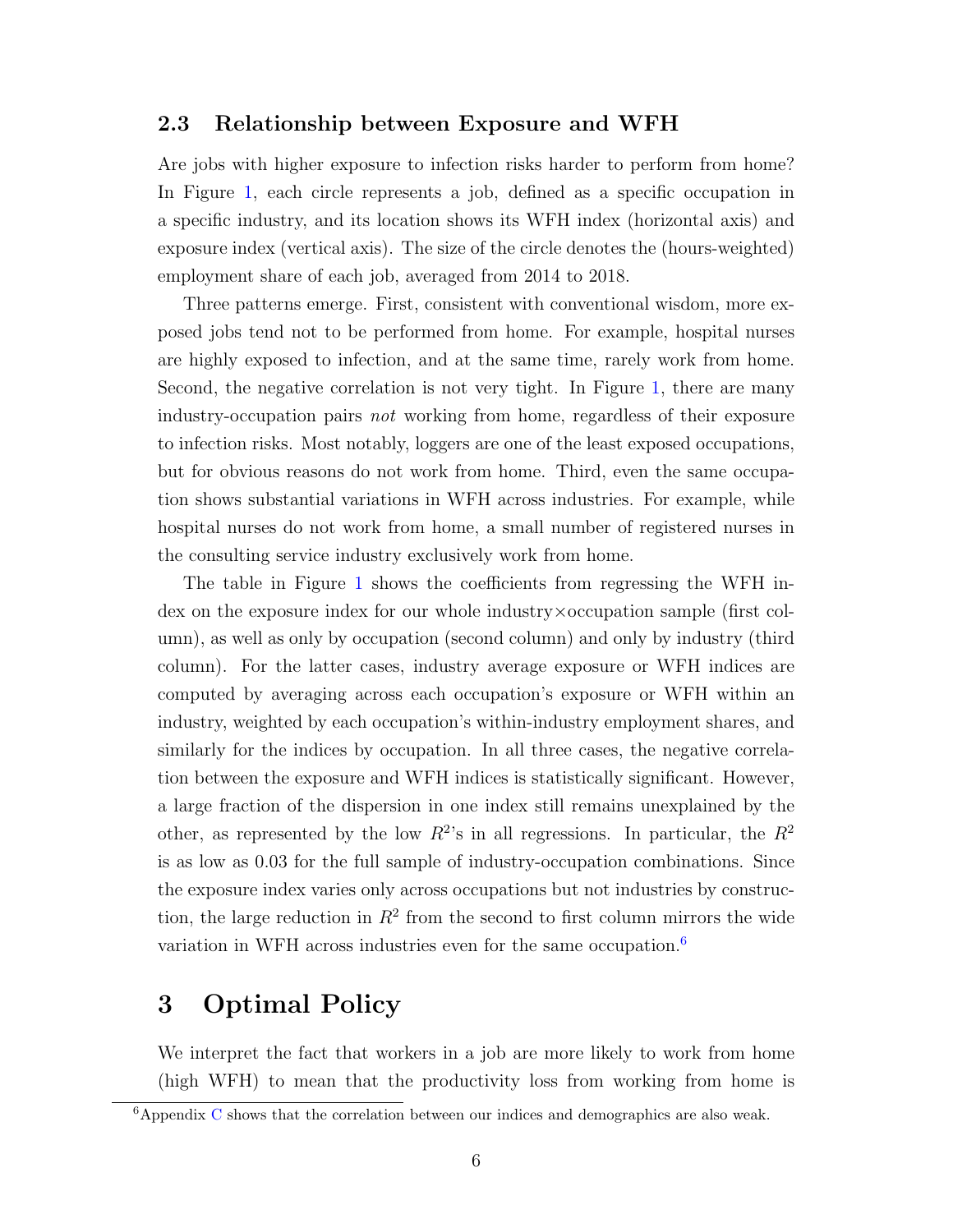### 2.3 Relationship between Exposure and WFH

Are jobs with higher exposure to infection risks harder to perform from home? In Figure 1, each circle represents a job, defined as a specific occupation in a specific industry, and its location shows its WFH index (horizontal axis) and exposure index (vertical axis). The size of the circle denotes the (hours-weighted) employment share of each job, averaged from 2014 to 2018.

Three patterns emerge. First, consistent with conventional wisdom, more exposed jobs tend not to be performed from home. For example, hospital nurses are highly exposed to infection, and at the same time, rarely work from home. Second, the negative correlation is not very tight. In Figure 1, there are many industry-occupation pairs *not* working from home, regardless of their exposure to infection risks. Most notably, loggers are one of the least exposed occupations, but for obvious reasons do not work from home. Third, even the same occupation shows substantial variations in WFH across industries. For example, while hospital nurses do not work from home, a small number of registered nurses in the consulting service industry exclusively work from home.

The table in Figure 1 shows the coefficients from regressing the WFH index on the exposure index for our whole industry×occupation sample (first column), as well as only by occupation (second column) and only by industry (third column). For the latter cases, industry average exposure or WFH indices are computed by averaging across each occupation's exposure or WFH within an industry, weighted by each occupation's within-industry employment shares, and similarly for the indices by occupation. In all three cases, the negative correlation between the exposure and WFH indices is statistically significant. However, a large fraction of the dispersion in one index still remains unexplained by the other, as represented by the low $R^2$'s in all regressions. In particular, the $R^2$ is as low as 0.03 for the full sample of industry-occupation combinations. Since the exposure index varies only across occupations but not industries by construction, the large reduction in $R^2$ from the second to first column mirrors the wide variation in WFH across industries even for the same occupation.[6]

# 3 Optimal Policy

We interpret the fact that workers in a job are more likely to work from home (high WFH) to mean that the productivity loss from working from home is

[6] Appendix C shows that the correlation between our indices and demographics are also weak.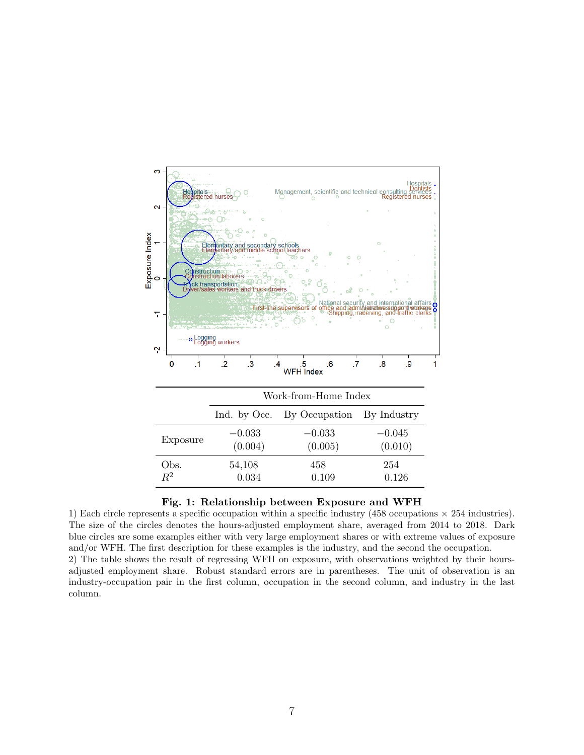| | Work-from-Home Index | | |
|---|---|---|---|
| | Ind. by Occ. | By Occupation | By Industry |
| Exposure | −0.033 | −0.033 | −0.045 |
| | (0.004) | (0.005) | (0.010) |
| Obs. | 54,108 | 458 | 254 |
| $R^2$ | 0.034 | 0.109 | 0.126 |

**Fig. 1: Relationship between Exposure and WFH**

1) Each circle represents a specific occupation within a specific industry (458 occupations × 254 industries). The size of the circles denotes the hours-adjusted employment share, averaged from 2014 to 2018. Dark blue circles are some examples either with very large employment shares or with extreme values of exposure and/or WFH. The first description for these examples is the industry, and the second the occupation.

2) The table shows the result of regressing WFH on exposure, with observations weighted by their hours-adjusted employment share. Robust standard errors are in parentheses. The unit of observation is an industry-occupation pair in the first column, occupation in the second column, and industry in the last column.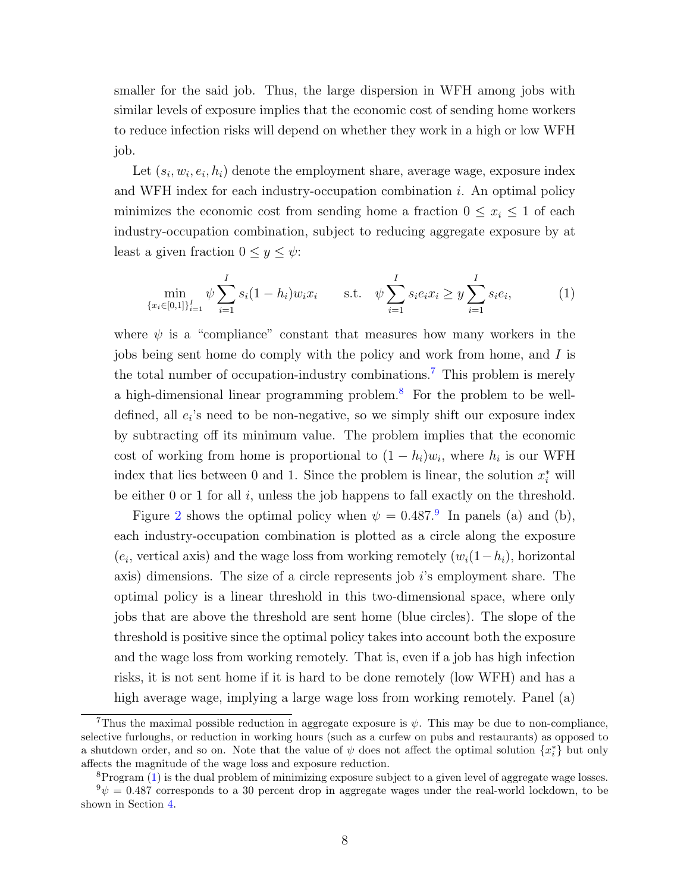smaller for the said job. Thus, the large dispersion in WFH among jobs with similar levels of exposure implies that the economic cost of sending home workers to reduce infection risks will depend on whether they work in a high or low WFH job.

Let $(s_i, w_i, e_i, h_i)$ denote the employment share, average wage, exposure index and WFH index for each industry-occupation combination $i$. An optimal policy minimizes the economic cost from sending home a fraction $0 \leq x_i \leq 1$ of each industry-occupation combination, subject to reducing aggregate exposure by at least a given fraction $0 \leq y \leq \psi$:

$$\min_{\{x_i \in [0,1]\}_{i=1}^{I}} \psi \sum_{i=1}^{I} s_i(1-h_i)w_i x_i \qquad \text{s.t.} \quad \psi \sum_{i=1}^{I} s_i e_i x_i \geq y \sum_{i=1}^{I} s_i e_i, \tag{1}$$

where $\psi$ is a "compliance" constant that measures how many workers in the jobs being sent home do comply with the policy and work from home, and $I$ is the total number of occupation-industry combinations.[7] This problem is merely a high-dimensional linear programming problem.[8] For the problem to be well-defined, all $e_i$'s need to be non-negative, so we simply shift our exposure index by subtracting off its minimum value. The problem implies that the economic cost of working from home is proportional to $(1-h_i)w_i$, where $h_i$ is our WFH index that lies between 0 and 1. Since the problem is linear, the solution $x_i^*$ will be either 0 or 1 for all $i$, unless the job happens to fall exactly on the threshold.

Figure 2 shows the optimal policy when $\psi = 0.487$.[9] In panels (a) and (b), each industry-occupation combination is plotted as a circle along the exposure ($e_i$, vertical axis) and the wage loss from working remotely ($w_i(1-h_i)$, horizontal axis) dimensions. The size of a circle represents job $i$'s employment share. The optimal policy is a linear threshold in this two-dimensional space, where only jobs that are above the threshold are sent home (blue circles). The slope of the threshold is positive since the optimal policy takes into account both the exposure and the wage loss from working remotely. That is, even if a job has high infection risks, it is not sent home if it is hard to be done remotely (low WFH) and has a high average wage, implying a large wage loss from working remotely. Panel (a)

---

[7] Thus the maximal possible reduction in aggregate exposure is $\psi$. This may be due to non-compliance, selective furloughs, or reduction in working hours (such as a curfew on pubs and restaurants) as opposed to a shutdown order, and so on. Note that the value of $\psi$ does not affect the optimal solution $\{x_i^*\}$ but only affects the magnitude of the wage loss and exposure reduction.

[8] Program (1) is the dual problem of minimizing exposure subject to a given level of aggregate wage losses.

[9] $\psi = 0.487$ corresponds to a 30 percent drop in aggregate wages under the real-world lockdown, to be shown in Section 4.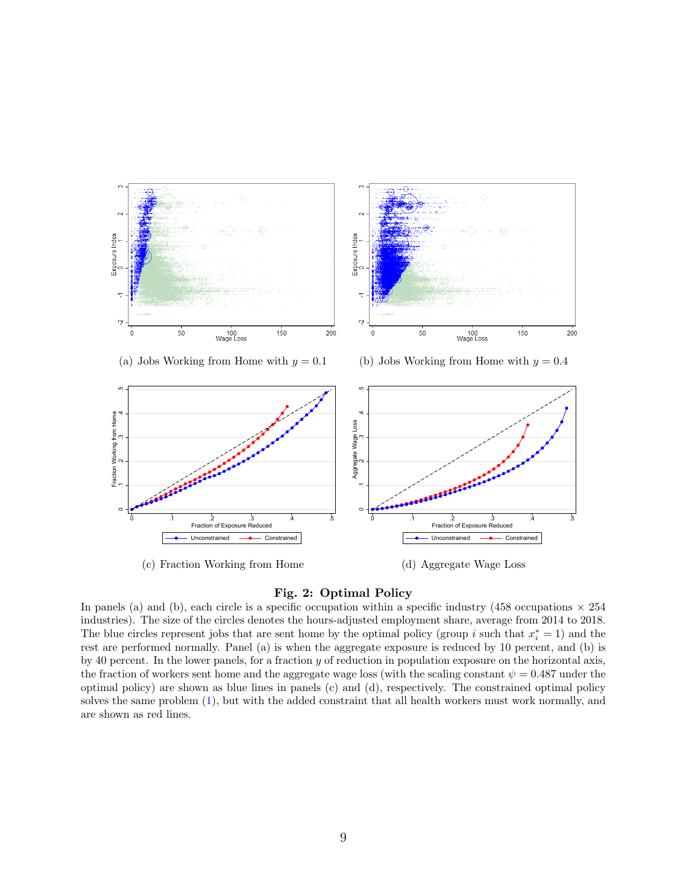(a) Jobs Working from Home with $y = 0.1$

(b) Jobs Working from Home with $y = 0.4$

(c) Fraction Working from Home

(d) Aggregate Wage Loss

**Fig. 2: Optimal Policy**

In panels (a) and (b), each circle is a specific occupation within a specific industry (458 occupations × 254 industries). The size of the circles denotes the hours-adjusted employment share, average from 2014 to 2018. The blue circles represent jobs that are sent home by the optimal policy (group $i$ such that $x_i^* = 1$) and the rest are performed normally. Panel (a) is when the aggregate exposure is reduced by 10 percent, and (b) is by 40 percent. In the lower panels, for a fraction $y$ of reduction in population exposure on the horizontal axis, the fraction of workers sent home and the aggregate wage loss (with the scaling constant $\psi = 0.487$ under the optimal policy) are shown as blue lines in panels (c) and (d), respectively. The constrained optimal policy solves the same problem (1), but with the added constraint that all health workers must work normally, and are shown as red lines.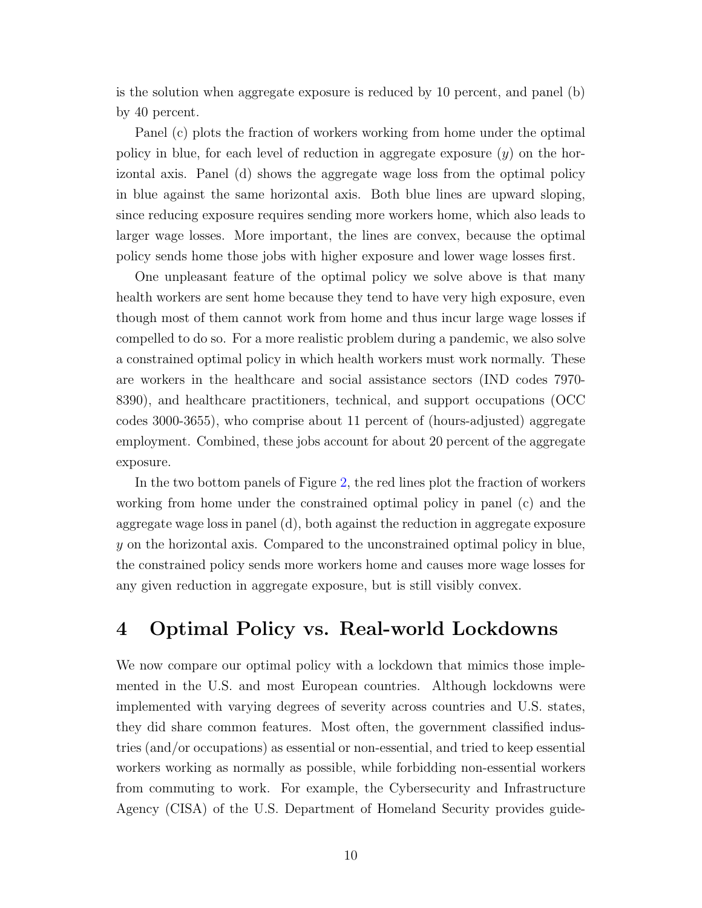is the solution when aggregate exposure is reduced by 10 percent, and panel (b) by 40 percent.

Panel (c) plots the fraction of workers working from home under the optimal policy in blue, for each level of reduction in aggregate exposure ($y$) on the horizontal axis. Panel (d) shows the aggregate wage loss from the optimal policy in blue against the same horizontal axis. Both blue lines are upward sloping, since reducing exposure requires sending more workers home, which also leads to larger wage losses. More important, the lines are convex, because the optimal policy sends home those jobs with higher exposure and lower wage losses first.

One unpleasant feature of the optimal policy we solve above is that many health workers are sent home because they tend to have very high exposure, even though most of them cannot work from home and thus incur large wage losses if compelled to do so. For a more realistic problem during a pandemic, we also solve a constrained optimal policy in which health workers must work normally. These are workers in the healthcare and social assistance sectors (IND codes 7970-8390), and healthcare practitioners, technical, and support occupations (OCC codes 3000-3655), who comprise about 11 percent of (hours-adjusted) aggregate employment. Combined, these jobs account for about 20 percent of the aggregate exposure.

In the two bottom panels of Figure 2, the red lines plot the fraction of workers working from home under the constrained optimal policy in panel (c) and the aggregate wage loss in panel (d), both against the reduction in aggregate exposure $y$ on the horizontal axis. Compared to the unconstrained optimal policy in blue, the constrained policy sends more workers home and causes more wage losses for any given reduction in aggregate exposure, but is still visibly convex.

# 4 Optimal Policy vs. Real-world Lockdowns

We now compare our optimal policy with a lockdown that mimics those implemented in the U.S. and most European countries. Although lockdowns were implemented with varying degrees of severity across countries and U.S. states, they did share common features. Most often, the government classified industries (and/or occupations) as essential or non-essential, and tried to keep essential workers working as normally as possible, while forbidding non-essential workers from commuting to work. For example, the Cybersecurity and Infrastructure Agency (CISA) of the U.S. Department of Homeland Security provides guide-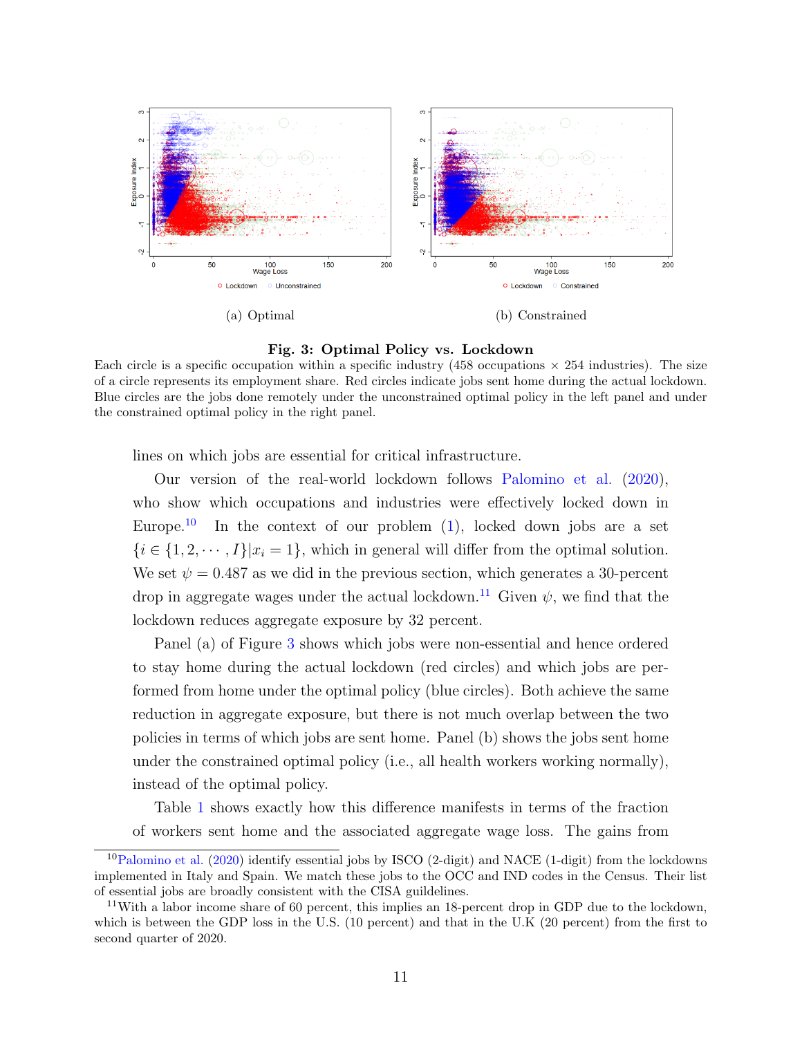(a) Optimal

(b) Constrained

**Fig. 3: Optimal Policy vs. Lockdown**

Each circle is a specific occupation within a specific industry (458 occupations × 254 industries). The size of a circle represents its employment share. Red circles indicate jobs sent home during the actual lockdown. Blue circles are the jobs done remotely under the unconstrained optimal policy in the left panel and under the constrained optimal policy in the right panel.

lines on which jobs are essential for critical infrastructure.

Our version of the real-world lockdown follows Palomino et al. (2020), who show which occupations and industries were effectively locked down in Europe.[10] In the context of our problem (1), locked down jobs are a set $\{i \in \{1, 2, \cdots, I\} | x_i = 1\}$, which in general will differ from the optimal solution. We set $\psi = 0.487$ as we did in the previous section, which generates a 30-percent drop in aggregate wages under the actual lockdown.[11] Given $\psi$, we find that the lockdown reduces aggregate exposure by 32 percent.

Panel (a) of Figure 3 shows which jobs were non-essential and hence ordered to stay home during the actual lockdown (red circles) and which jobs are performed from home under the optimal policy (blue circles). Both achieve the same reduction in aggregate exposure, but there is not much overlap between the two policies in terms of which jobs are sent home. Panel (b) shows the jobs sent home under the constrained optimal policy (i.e., all health workers working normally), instead of the optimal policy.

Table 1 shows exactly how this difference manifests in terms of the fraction of workers sent home and the associated aggregate wage loss. The gains from

[10] Palomino et al. (2020) identify essential jobs by ISCO (2-digit) and NACE (1-digit) from the lockdowns implemented in Italy and Spain. We match these jobs to the OCC and IND codes in the Census. Their list of essential jobs are broadly consistent with the CISA guildelines.

[11] With a labor income share of 60 percent, this implies an 18-percent drop in GDP due to the lockdown, which is between the GDP loss in the U.S. (10 percent) and that in the U.K (20 percent) from the first to second quarter of 2020.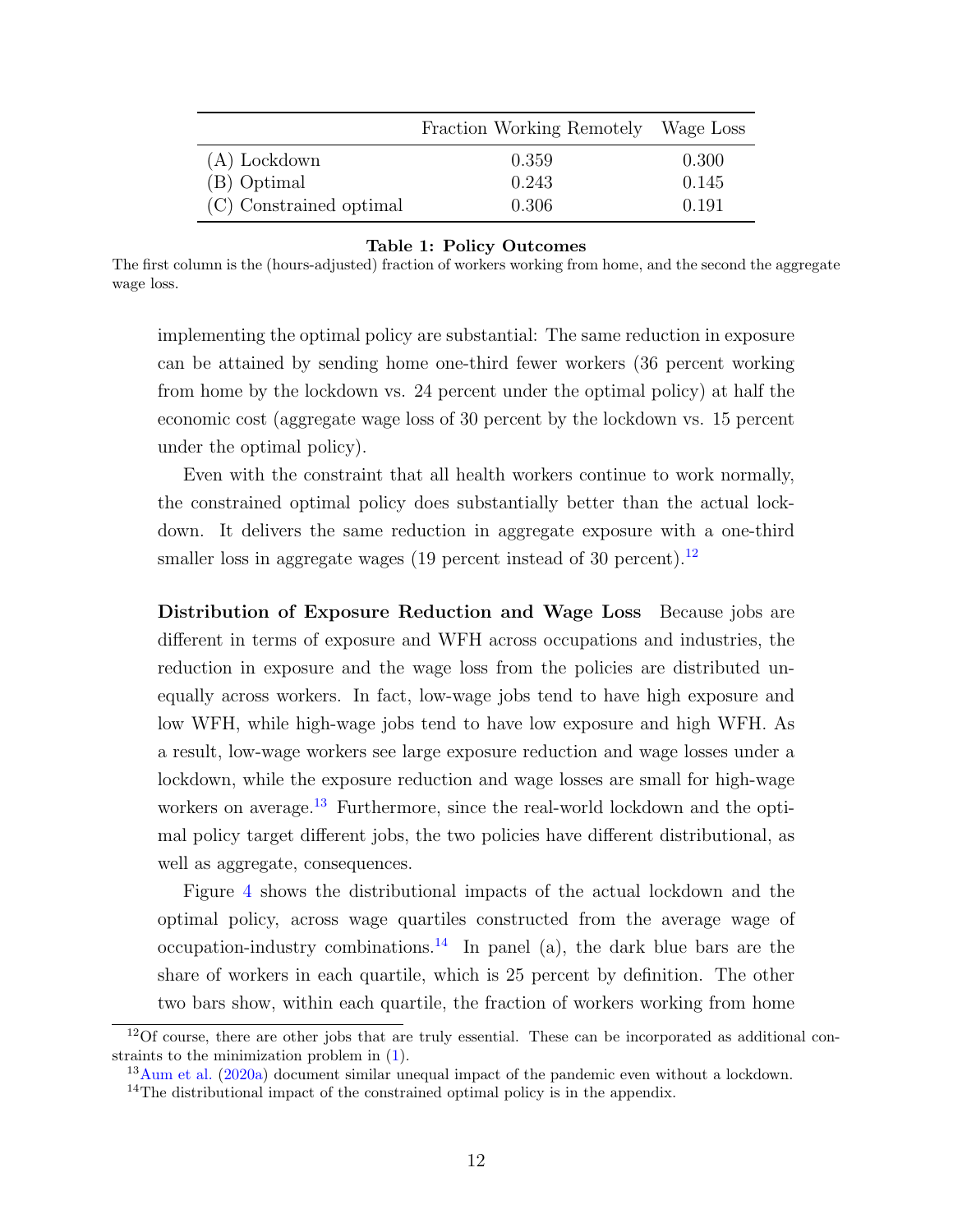| | Fraction Working Remotely | Wage Loss |
|---|---|---|
| (A) Lockdown | 0.359 | 0.300 |
| (B) Optimal | 0.243 | 0.145 |
| (C) Constrained optimal | 0.306 | 0.191 |

**Table 1: Policy Outcomes**

The first column is the (hours-adjusted) fraction of workers working from home, and the second the aggregate wage loss.

implementing the optimal policy are substantial: The same reduction in exposure can be attained by sending home one-third fewer workers (36 percent working from home by the lockdown vs. 24 percent under the optimal policy) at half the economic cost (aggregate wage loss of 30 percent by the lockdown vs. 15 percent under the optimal policy).

Even with the constraint that all health workers continue to work normally, the constrained optimal policy does substantially better than the actual lockdown. It delivers the same reduction in aggregate exposure with a one-third smaller loss in aggregate wages (19 percent instead of 30 percent).[12]

**Distribution of Exposure Reduction and Wage Loss** Because jobs are different in terms of exposure and WFH across occupations and industries, the reduction in exposure and the wage loss from the policies are distributed unequally across workers. In fact, low-wage jobs tend to have high exposure and low WFH, while high-wage jobs tend to have low exposure and high WFH. As a result, low-wage workers see large exposure reduction and wage losses under a lockdown, while the exposure reduction and wage losses are small for high-wage workers on average.[13] Furthermore, since the real-world lockdown and the optimal policy target different jobs, the two policies have different distributional, as well as aggregate, consequences.

Figure 4 shows the distributional impacts of the actual lockdown and the optimal policy, across wage quartiles constructed from the average wage of occupation-industry combinations.[14] In panel (a), the dark blue bars are the share of workers in each quartile, which is 25 percent by definition. The other two bars show, within each quartile, the fraction of workers working from home

[12] Of course, there are other jobs that are truly essential. These can be incorporated as additional constraints to the minimization problem in (1).

[13] Aum et al. (2020a) document similar unequal impact of the pandemic even without a lockdown.

[14] The distributional impact of the constrained optimal policy is in the appendix.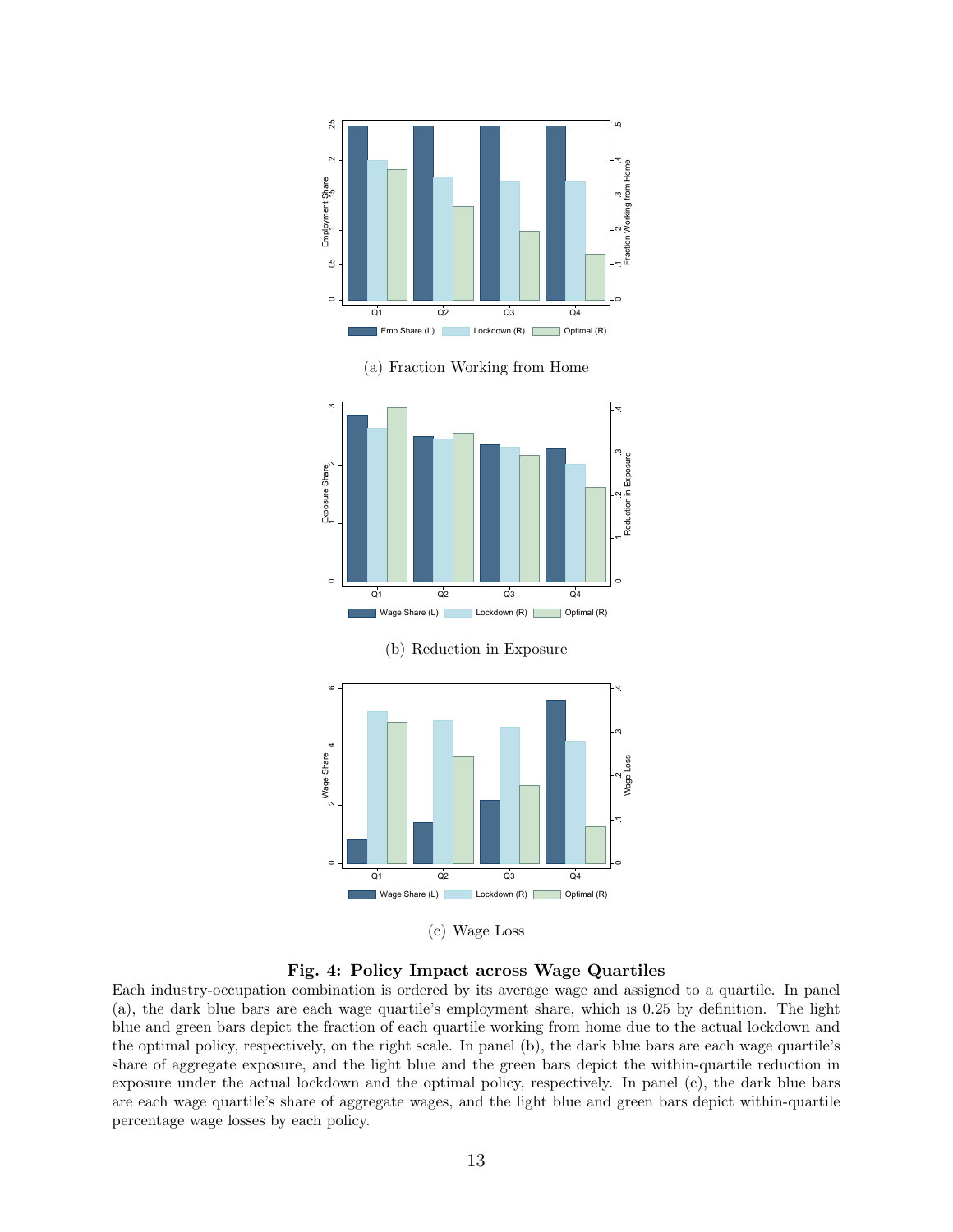(a) Fraction Working from Home

(b) Reduction in Exposure

(c) Wage Loss

**Fig. 4: Policy Impact across Wage Quartiles**

Each industry-occupation combination is ordered by its average wage and assigned to a quartile. In panel (a), the dark blue bars are each wage quartile's employment share, which is 0.25 by definition. The light blue and green bars depict the fraction of each quartile working from home due to the actual lockdown and the optimal policy, respectively, on the right scale. In panel (b), the dark blue bars are each wage quartile's share of aggregate exposure, and the light blue and the green bars depict the within-quartile reduction in exposure under the actual lockdown and the optimal policy, respectively. In panel (c), the dark blue bars are each wage quartile's share of aggregate wages, and the light blue and green bars depict within-quartile percentage wage losses by each policy.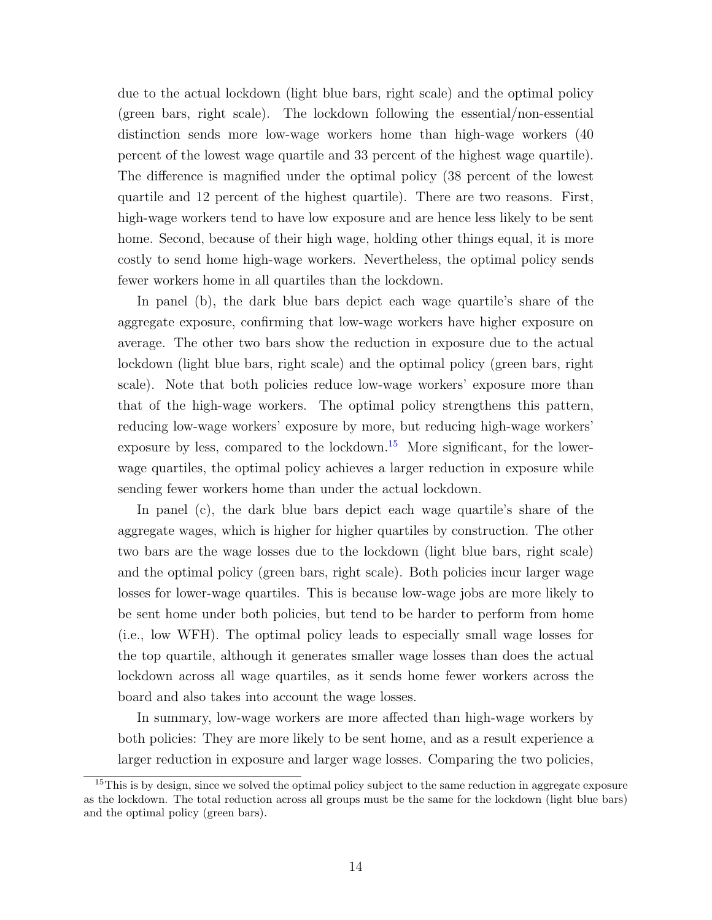due to the actual lockdown (light blue bars, right scale) and the optimal policy (green bars, right scale). The lockdown following the essential/non-essential distinction sends more low-wage workers home than high-wage workers (40 percent of the lowest wage quartile and 33 percent of the highest wage quartile). The difference is magnified under the optimal policy (38 percent of the lowest quartile and 12 percent of the highest quartile). There are two reasons. First, high-wage workers tend to have low exposure and are hence less likely to be sent home. Second, because of their high wage, holding other things equal, it is more costly to send home high-wage workers. Nevertheless, the optimal policy sends fewer workers home in all quartiles than the lockdown.

In panel (b), the dark blue bars depict each wage quartile's share of the aggregate exposure, confirming that low-wage workers have higher exposure on average. The other two bars show the reduction in exposure due to the actual lockdown (light blue bars, right scale) and the optimal policy (green bars, right scale). Note that both policies reduce low-wage workers' exposure more than that of the high-wage workers. The optimal policy strengthens this pattern, reducing low-wage workers' exposure by more, but reducing high-wage workers' exposure by less, compared to the lockdown.[15] More significant, for the lower-wage quartiles, the optimal policy achieves a larger reduction in exposure while sending fewer workers home than under the actual lockdown.

In panel (c), the dark blue bars depict each wage quartile's share of the aggregate wages, which is higher for higher quartiles by construction. The other two bars are the wage losses due to the lockdown (light blue bars, right scale) and the optimal policy (green bars, right scale). Both policies incur larger wage losses for lower-wage quartiles. This is because low-wage jobs are more likely to be sent home under both policies, but tend to be harder to perform from home (i.e., low WFH). The optimal policy leads to especially small wage losses for the top quartile, although it generates smaller wage losses than does the actual lockdown across all wage quartiles, as it sends home fewer workers across the board and also takes into account the wage losses.

In summary, low-wage workers are more affected than high-wage workers by both policies: They are more likely to be sent home, and as a result experience a larger reduction in exposure and larger wage losses. Comparing the two policies,

[15] This is by design, since we solved the optimal policy subject to the same reduction in aggregate exposure as the lockdown. The total reduction across all groups must be the same for the lockdown (light blue bars) and the optimal policy (green bars).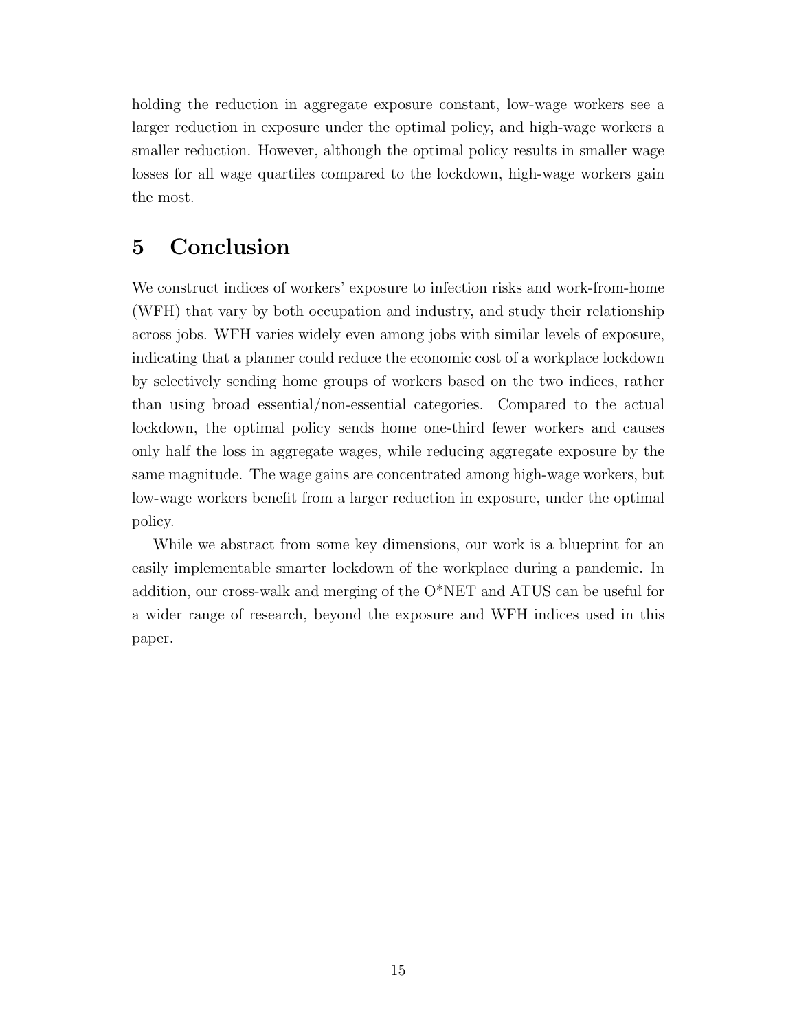holding the reduction in aggregate exposure constant, low-wage workers see a larger reduction in exposure under the optimal policy, and high-wage workers a smaller reduction. However, although the optimal policy results in smaller wage losses for all wage quartiles compared to the lockdown, high-wage workers gain the most.

# 5 Conclusion

We construct indices of workers' exposure to infection risks and work-from-home (WFH) that vary by both occupation and industry, and study their relationship across jobs. WFH varies widely even among jobs with similar levels of exposure, indicating that a planner could reduce the economic cost of a workplace lockdown by selectively sending home groups of workers based on the two indices, rather than using broad essential/non-essential categories. Compared to the actual lockdown, the optimal policy sends home one-third fewer workers and causes only half the loss in aggregate wages, while reducing aggregate exposure by the same magnitude. The wage gains are concentrated among high-wage workers, but low-wage workers benefit from a larger reduction in exposure, under the optimal policy.

While we abstract from some key dimensions, our work is a blueprint for an easily implementable smarter lockdown of the workplace during a pandemic. In addition, our cross-walk and merging of the O*NET and ATUS can be useful for a wider range of research, beyond the exposure and WFH indices used in this paper.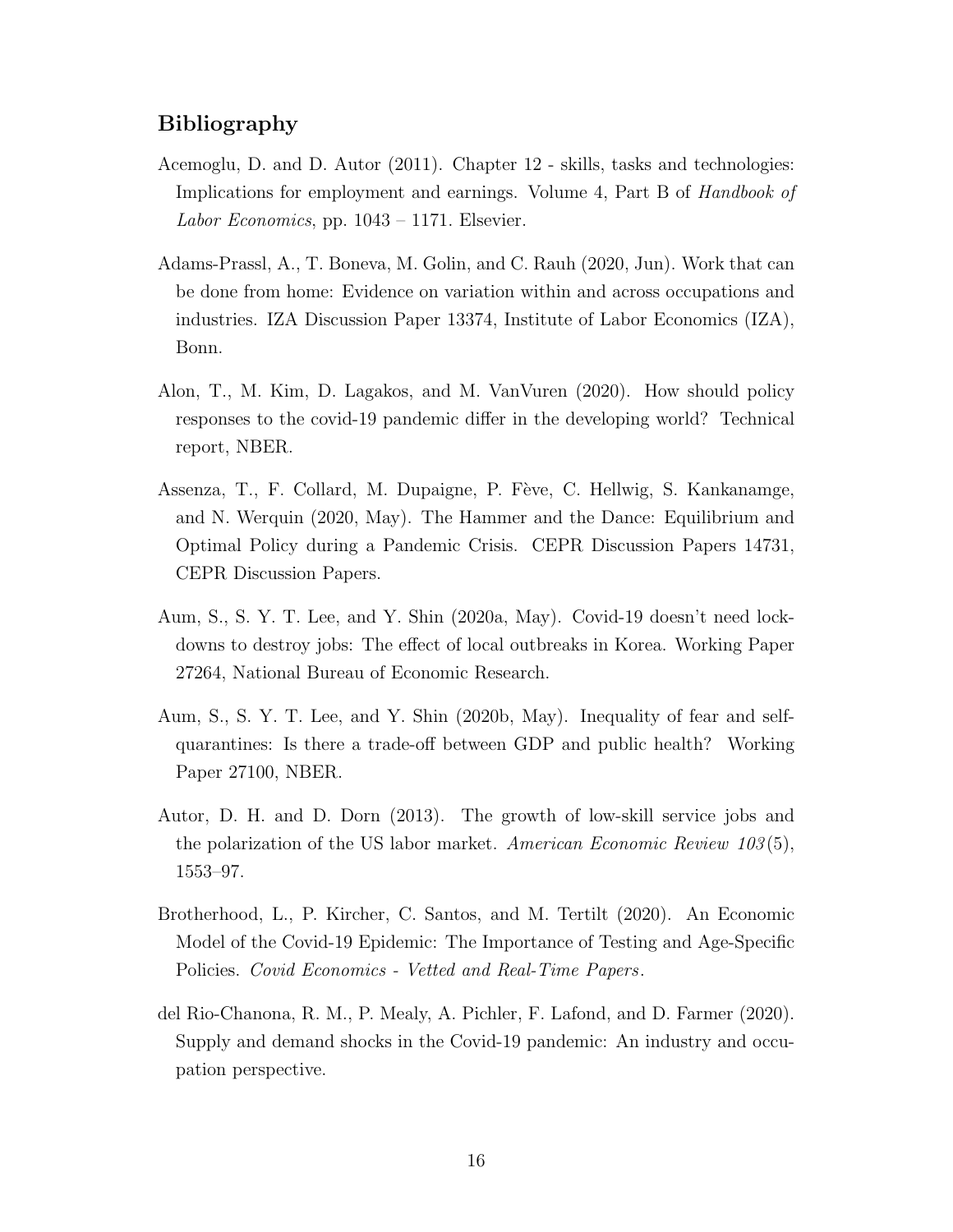## Bibliography

Acemoglu, D. and D. Autor (2011). Chapter 12 - skills, tasks and technologies: Implications for employment and earnings. Volume 4, Part B of *Handbook of Labor Economics*, pp. 1043 – 1171. Elsevier.

Adams-Prassl, A., T. Boneva, M. Golin, and C. Rauh (2020, Jun). Work that can be done from home: Evidence on variation within and across occupations and industries. IZA Discussion Paper 13374, Institute of Labor Economics (IZA), Bonn.

Alon, T., M. Kim, D. Lagakos, and M. VanVuren (2020). How should policy responses to the covid-19 pandemic differ in the developing world? Technical report, NBER.

Assenza, T., F. Collard, M. Dupaigne, P. Fève, C. Hellwig, S. Kankanamge, and N. Werquin (2020, May). The Hammer and the Dance: Equilibrium and Optimal Policy during a Pandemic Crisis. CEPR Discussion Papers 14731, CEPR Discussion Papers.

Aum, S., S. Y. T. Lee, and Y. Shin (2020a, May). Covid-19 doesn't need lockdowns to destroy jobs: The effect of local outbreaks in Korea. Working Paper 27264, National Bureau of Economic Research.

Aum, S., S. Y. T. Lee, and Y. Shin (2020b, May). Inequality of fear and self-quarantines: Is there a trade-off between GDP and public health? Working Paper 27100, NBER.

Autor, D. H. and D. Dorn (2013). The growth of low-skill service jobs and the polarization of the US labor market. *American Economic Review 103*(5), 1553–97.

Brotherhood, L., P. Kircher, C. Santos, and M. Tertilt (2020). An Economic Model of the Covid-19 Epidemic: The Importance of Testing and Age-Specific Policies. *Covid Economics - Vetted and Real-Time Papers*.

del Rio-Chanona, R. M., P. Mealy, A. Pichler, F. Lafond, and D. Farmer (2020). Supply and demand shocks in the Covid-19 pandemic: An industry and occupation perspective.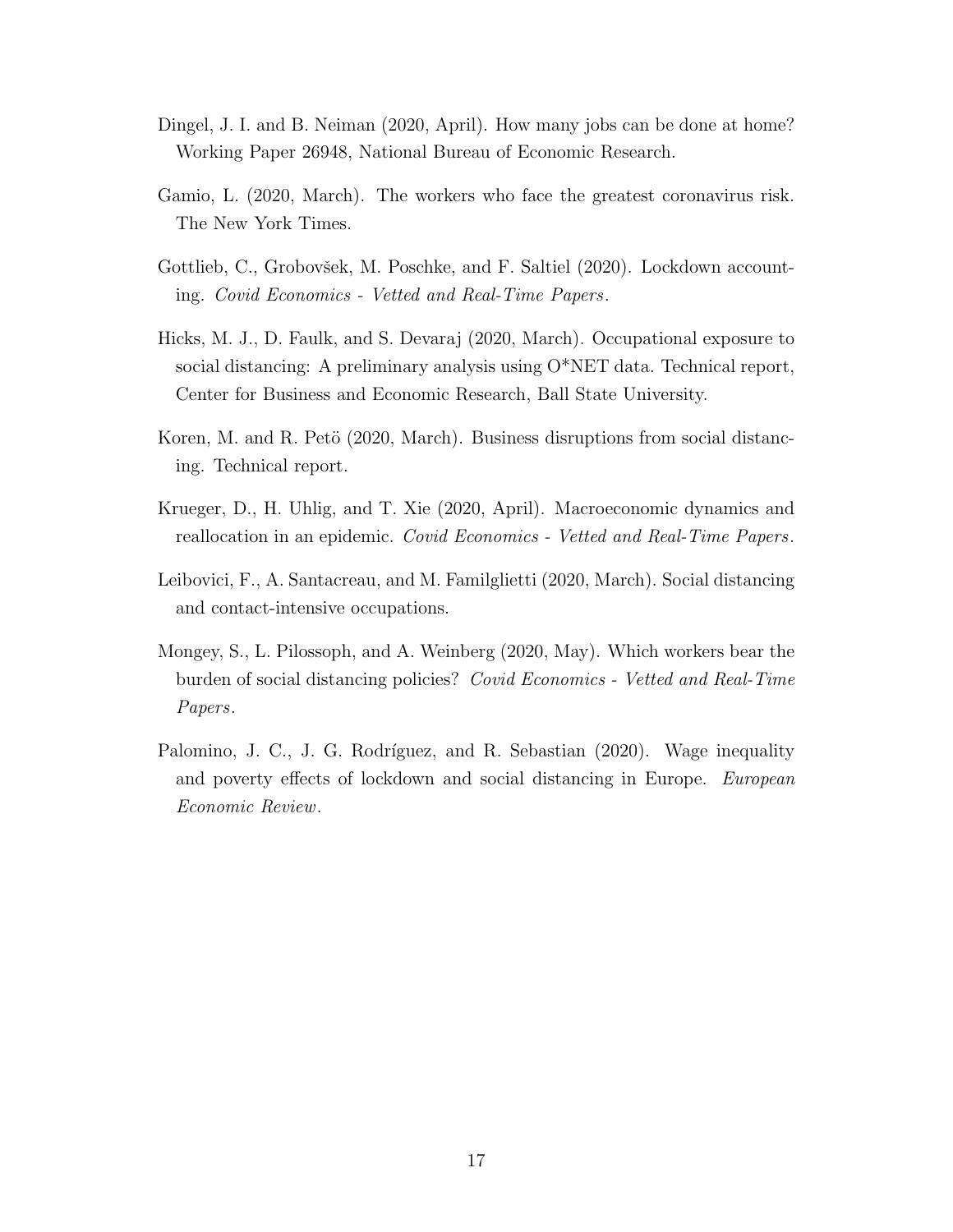Dingel, J. I. and B. Neiman (2020, April). How many jobs can be done at home? Working Paper 26948, National Bureau of Economic Research.

Gamio, L. (2020, March). The workers who face the greatest coronavirus risk. The New York Times.

Gottlieb, C., Grobovšek, M. Poschke, and F. Saltiel (2020). Lockdown accounting. *Covid Economics - Vetted and Real-Time Papers*.

Hicks, M. J., D. Faulk, and S. Devaraj (2020, March). Occupational exposure to social distancing: A preliminary analysis using O*NET data. Technical report, Center for Business and Economic Research, Ball State University.

Koren, M. and R. Petö (2020, March). Business disruptions from social distancing. Technical report.

Krueger, D., H. Uhlig, and T. Xie (2020, April). Macroeconomic dynamics and reallocation in an epidemic. *Covid Economics - Vetted and Real-Time Papers*.

Leibovici, F., A. Santacreau, and M. Familglietti (2020, March). Social distancing and contact-intensive occupations.

Mongey, S., L. Pilossoph, and A. Weinberg (2020, May). Which workers bear the burden of social distancing policies? *Covid Economics - Vetted and Real-Time Papers*.

Palomino, J. C., J. G. Rodríguez, and R. Sebastian (2020). Wage inequality and poverty effects of lockdown and social distancing in Europe. *European Economic Review*.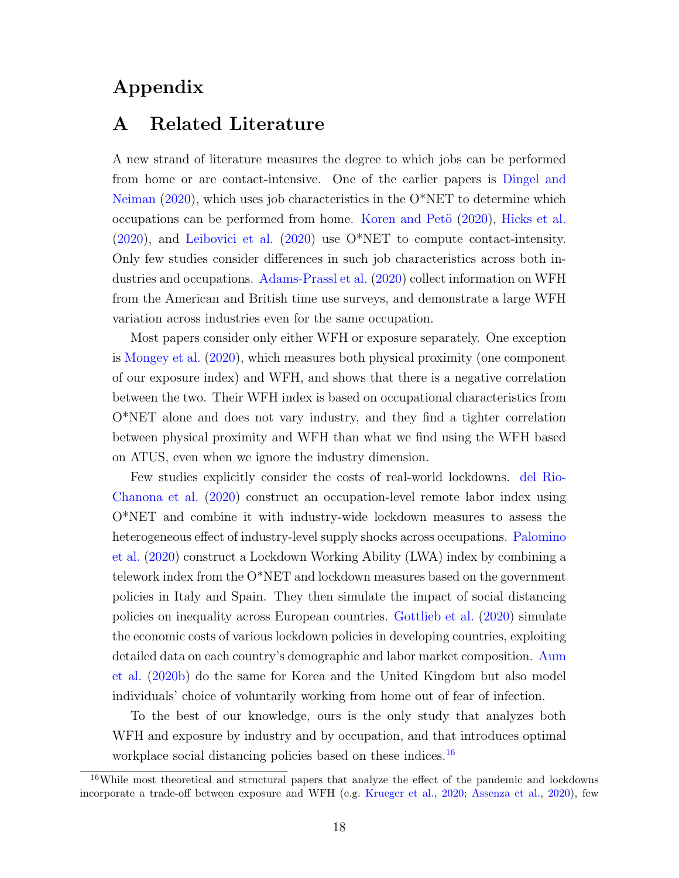# Appendix

## A Related Literature

A new strand of literature measures the degree to which jobs can be performed from home or are contact-intensive. One of the earlier papers is Dingel and Neiman (2020), which uses job characteristics in the O*NET to determine which occupations can be performed from home. Koren and Petö (2020), Hicks et al. (2020), and Leibovici et al. (2020) use O*NET to compute contact-intensity. Only few studies consider differences in such job characteristics across both industries and occupations. Adams-Prassl et al. (2020) collect information on WFH from the American and British time use surveys, and demonstrate a large WFH variation across industries even for the same occupation.

Most papers consider only either WFH or exposure separately. One exception is Mongey et al. (2020), which measures both physical proximity (one component of our exposure index) and WFH, and shows that there is a negative correlation between the two. Their WFH index is based on occupational characteristics from O*NET alone and does not vary industry, and they find a tighter correlation between physical proximity and WFH than what we find using the WFH based on ATUS, even when we ignore the industry dimension.

Few studies explicitly consider the costs of real-world lockdowns. del Rio-Chanona et al. (2020) construct an occupation-level remote labor index using O*NET and combine it with industry-wide lockdown measures to assess the heterogeneous effect of industry-level supply shocks across occupations. Palomino et al. (2020) construct a Lockdown Working Ability (LWA) index by combining a telework index from the O*NET and lockdown measures based on the government policies in Italy and Spain. They then simulate the impact of social distancing policies on inequality across European countries. Gottlieb et al. (2020) simulate the economic costs of various lockdown policies in developing countries, exploiting detailed data on each country's demographic and labor market composition. Aum et al. (2020b) do the same for Korea and the United Kingdom but also model individuals' choice of voluntarily working from home out of fear of infection.

To the best of our knowledge, ours is the only study that analyzes both WFH and exposure by industry and by occupation, and that introduces optimal workplace social distancing policies based on these indices.[16]

[16]While most theoretical and structural papers that analyze the effect of the pandemic and lockdowns incorporate a trade-off between exposure and WFH (e.g. Krueger et al., 2020; Assenza et al., 2020), few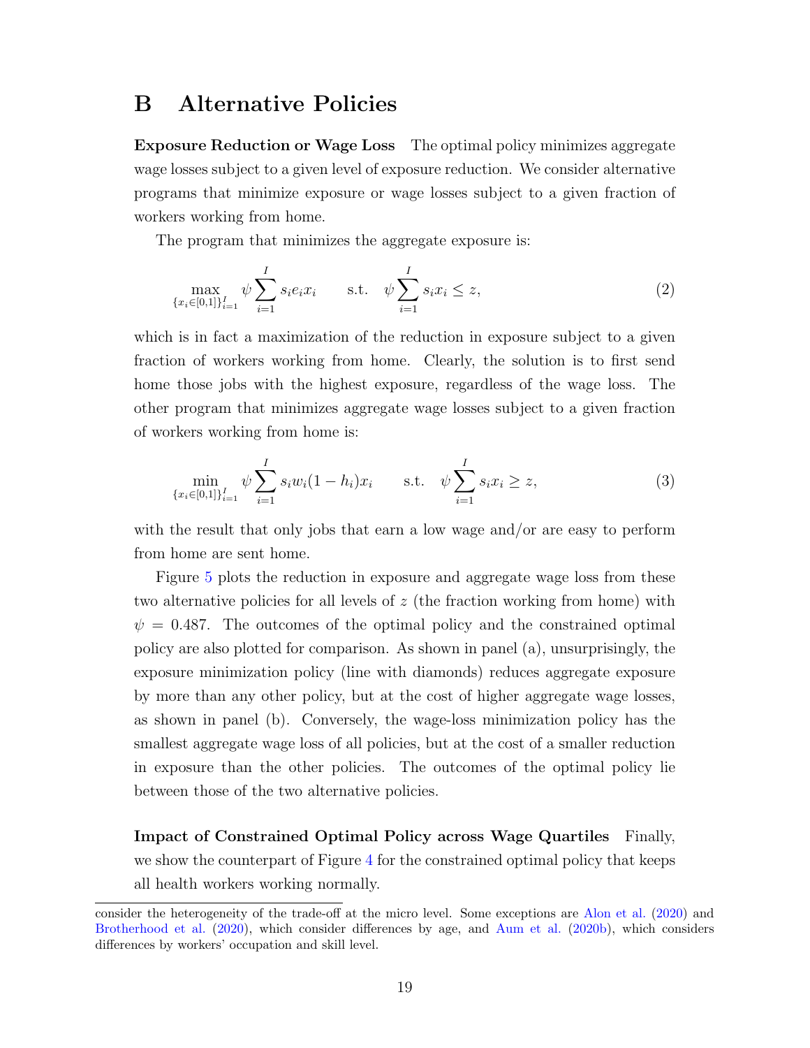# B Alternative Policies

**Exposure Reduction or Wage Loss** The optimal policy minimizes aggregate wage losses subject to a given level of exposure reduction. We consider alternative programs that minimize exposure or wage losses subject to a given fraction of workers working from home.

The program that minimizes the aggregate exposure is:

$$\max_{\{x_i \in [0,1]\}_{i=1}^{I}} \psi \sum_{i=1}^{I} s_i e_i x_i \qquad \text{s.t.} \quad \psi \sum_{i=1}^{I} s_i x_i \leq z, \tag{2}$$

which is in fact a maximization of the reduction in exposure subject to a given fraction of workers working from home. Clearly, the solution is to first send home those jobs with the highest exposure, regardless of the wage loss. The other program that minimizes aggregate wage losses subject to a given fraction of workers working from home is:

$$\min_{\{x_i \in [0,1]\}_{i=1}^{I}} \psi \sum_{i=1}^{I} s_i w_i (1 - h_i) x_i \qquad \text{s.t.} \quad \psi \sum_{i=1}^{I} s_i x_i \geq z, \tag{3}$$

with the result that only jobs that earn a low wage and/or are easy to perform from home are sent home.

Figure 5 plots the reduction in exposure and aggregate wage loss from these two alternative policies for all levels of $z$ (the fraction working from home) with $\psi = 0.487$. The outcomes of the optimal policy and the constrained optimal policy are also plotted for comparison. As shown in panel (a), unsurprisingly, the exposure minimization policy (line with diamonds) reduces aggregate exposure by more than any other policy, but at the cost of higher aggregate wage losses, as shown in panel (b). Conversely, the wage-loss minimization policy has the smallest aggregate wage loss of all policies, but at the cost of a smaller reduction in exposure than the other policies. The outcomes of the optimal policy lie between those of the two alternative policies.

**Impact of Constrained Optimal Policy across Wage Quartiles** Finally, we show the counterpart of Figure 4 for the constrained optimal policy that keeps all health workers working normally.

consider the heterogeneity of the trade-off at the micro level. Some exceptions are Alon et al. (2020) and Brotherhood et al. (2020), which consider differences by age, and Aum et al. (2020b), which considers differences by workers' occupation and skill level.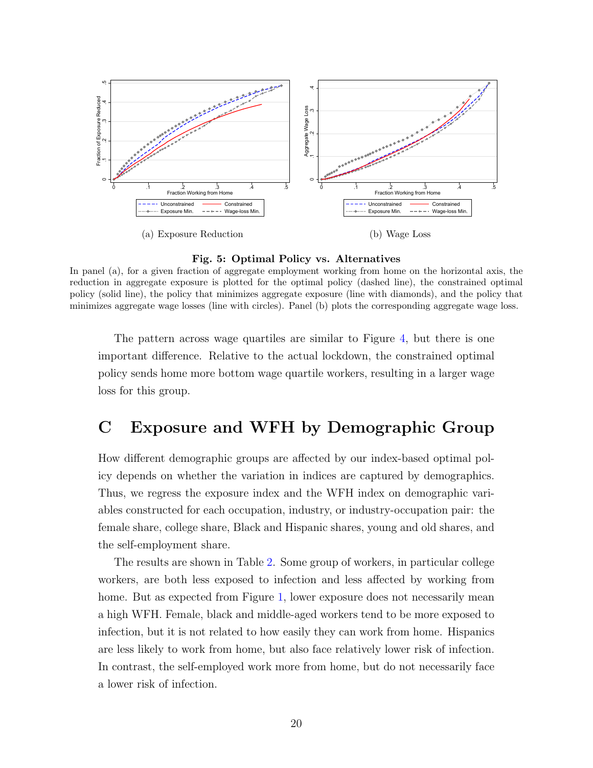(a) Exposure Reduction

(b) Wage Loss

**Fig. 5: Optimal Policy vs. Alternatives**

In panel (a), for a given fraction of aggregate employment working from home on the horizontal axis, the reduction in aggregate exposure is plotted for the optimal policy (dashed line), the constrained optimal policy (solid line), the policy that minimizes aggregate exposure (line with diamonds), and the policy that minimizes aggregate wage losses (line with circles). Panel (b) plots the corresponding aggregate wage loss.

The pattern across wage quartiles are similar to Figure 4, but there is one important difference. Relative to the actual lockdown, the constrained optimal policy sends home more bottom wage quartile workers, resulting in a larger wage loss for this group.

# C Exposure and WFH by Demographic Group

How different demographic groups are affected by our index-based optimal policy depends on whether the variation in indices are captured by demographics. Thus, we regress the exposure index and the WFH index on demographic variables constructed for each occupation, industry, or industry-occupation pair: the female share, college share, Black and Hispanic shares, young and old shares, and the self-employment share.

The results are shown in Table 2. Some group of workers, in particular college workers, are both less exposed to infection and less affected by working from home. But as expected from Figure 1, lower exposure does not necessarily mean a high WFH. Female, black and middle-aged workers tend to be more exposed to infection, but it is not related to how easily they can work from home. Hispanics are less likely to work from home, but also face relatively lower risk of infection. In contrast, the self-employed work more from home, but do not necessarily face a lower risk of infection.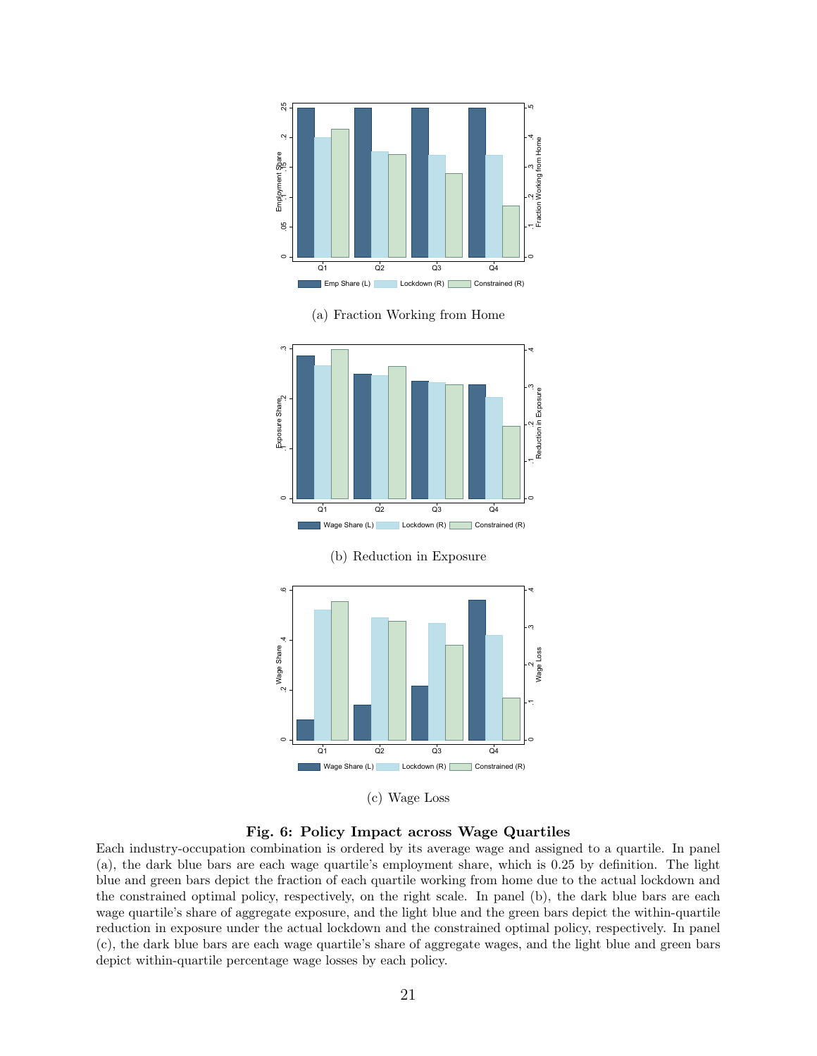(a) Fraction Working from Home

(b) Reduction in Exposure

(c) Wage Loss

**Fig. 6: Policy Impact across Wage Quartiles**

Each industry-occupation combination is ordered by its average wage and assigned to a quartile. In panel (a), the dark blue bars are each wage quartile's employment share, which is 0.25 by definition. The light blue and green bars depict the fraction of each quartile working from home due to the actual lockdown and the constrained optimal policy, respectively, on the right scale. In panel (b), the dark blue bars are each wage quartile's share of aggregate exposure, and the light blue and the green bars depict the within-quartile reduction in exposure under the actual lockdown and the constrained optimal policy, respectively. In panel (c), the dark blue bars are each wage quartile's share of aggregate wages, and the light blue and green bars depict within-quartile percentage wage losses by each policy.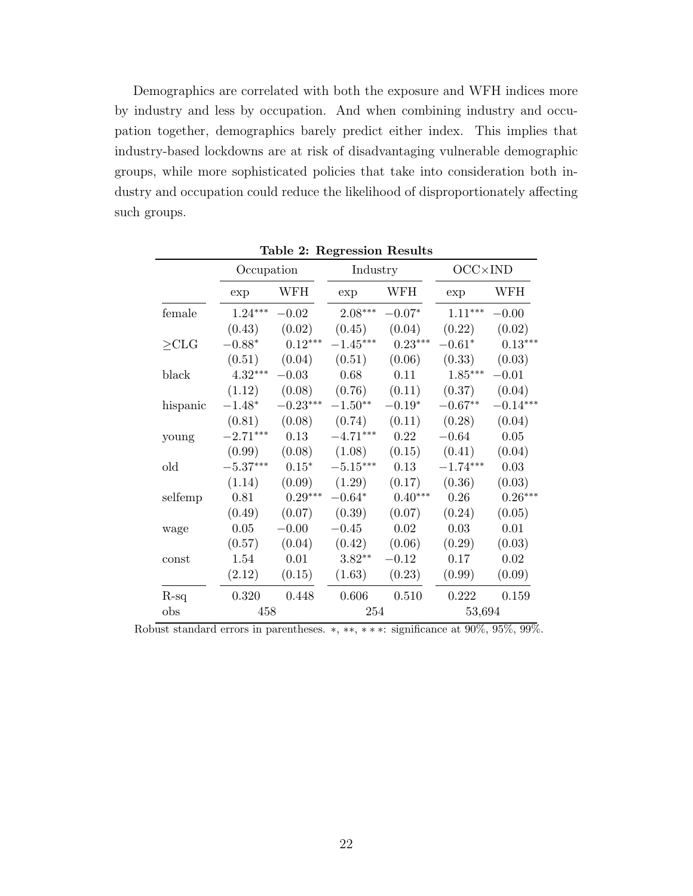Demographics are correlated with both the exposure and WFH indices more by industry and less by occupation. And when combining industry and occupation together, demographics barely predict either index. This implies that industry-based lockdowns are at risk of disadvantaging vulnerable demographic groups, while more sophisticated policies that take into consideration both industry and occupation could reduce the likelihood of disproportionately affecting such groups.

**Table 2: Regression Results**

| | Occupation | | Industry | | OCC×IND | |
|---|---|---|---|---|---|---|
| | exp | WFH | exp | WFH | exp | WFH |
| female | $1.24^{***}$ | $-0.02$ | $2.08^{***}$ | $-0.07^{*}$ | $1.11^{***}$ | $-0.00$ |
| | (0.43) | (0.02) | (0.45) | (0.04) | (0.22) | (0.02) |
| ≥CLG | $-0.88^{*}$ | $0.12^{***}$ | $-1.45^{***}$ | $0.23^{***}$ | $-0.61^{*}$ | $0.13^{***}$ |
| | (0.51) | (0.04) | (0.51) | (0.06) | (0.33) | (0.03) |
| black | $4.32^{***}$ | $-0.03$ | 0.68 | 0.11 | $1.85^{***}$ | $-0.01$ |
| | (1.12) | (0.08) | (0.76) | (0.11) | (0.37) | (0.04) |
| hispanic | $-1.48^{*}$ | $-0.23^{***}$ | $-1.50^{**}$ | $-0.19^{*}$ | $-0.67^{**}$ | $-0.14^{***}$ |
| | (0.81) | (0.08) | (0.74) | (0.11) | (0.28) | (0.04) |
| young | $-2.71^{***}$ | 0.13 | $-4.71^{***}$ | 0.22 | $-0.64$ | 0.05 |
| | (0.99) | (0.08) | (1.08) | (0.15) | (0.41) | (0.04) |
| old | $-5.37^{***}$ | $0.15^{*}$ | $-5.15^{***}$ | 0.13 | $-1.74^{***}$ | 0.03 |
| | (1.14) | (0.09) | (1.29) | (0.17) | (0.36) | (0.03) |
| selfemp | 0.81 | $0.29^{***}$ | $-0.64^{*}$ | $0.40^{***}$ | 0.26 | $0.26^{***}$ |
| | (0.49) | (0.07) | (0.39) | (0.07) | (0.24) | (0.05) |
| wage | 0.05 | $-0.00$ | $-0.45$ | 0.02 | 0.03 | 0.01 |
| | (0.57) | (0.04) | (0.42) | (0.06) | (0.29) | (0.03) |
| const | 1.54 | 0.01 | $3.82^{**}$ | $-0.12$ | 0.17 | 0.02 |
| | (2.12) | (0.15) | (1.63) | (0.23) | (0.99) | (0.09) |
| R-sq | 0.320 | 0.448 | 0.606 | 0.510 | 0.222 | 0.159 |
| obs | 458 | | 254 | | 53,694 | |

Robust standard errors in parentheses. ∗, ∗∗, ∗ ∗ ∗: significance at 90%, 95%, 99%.